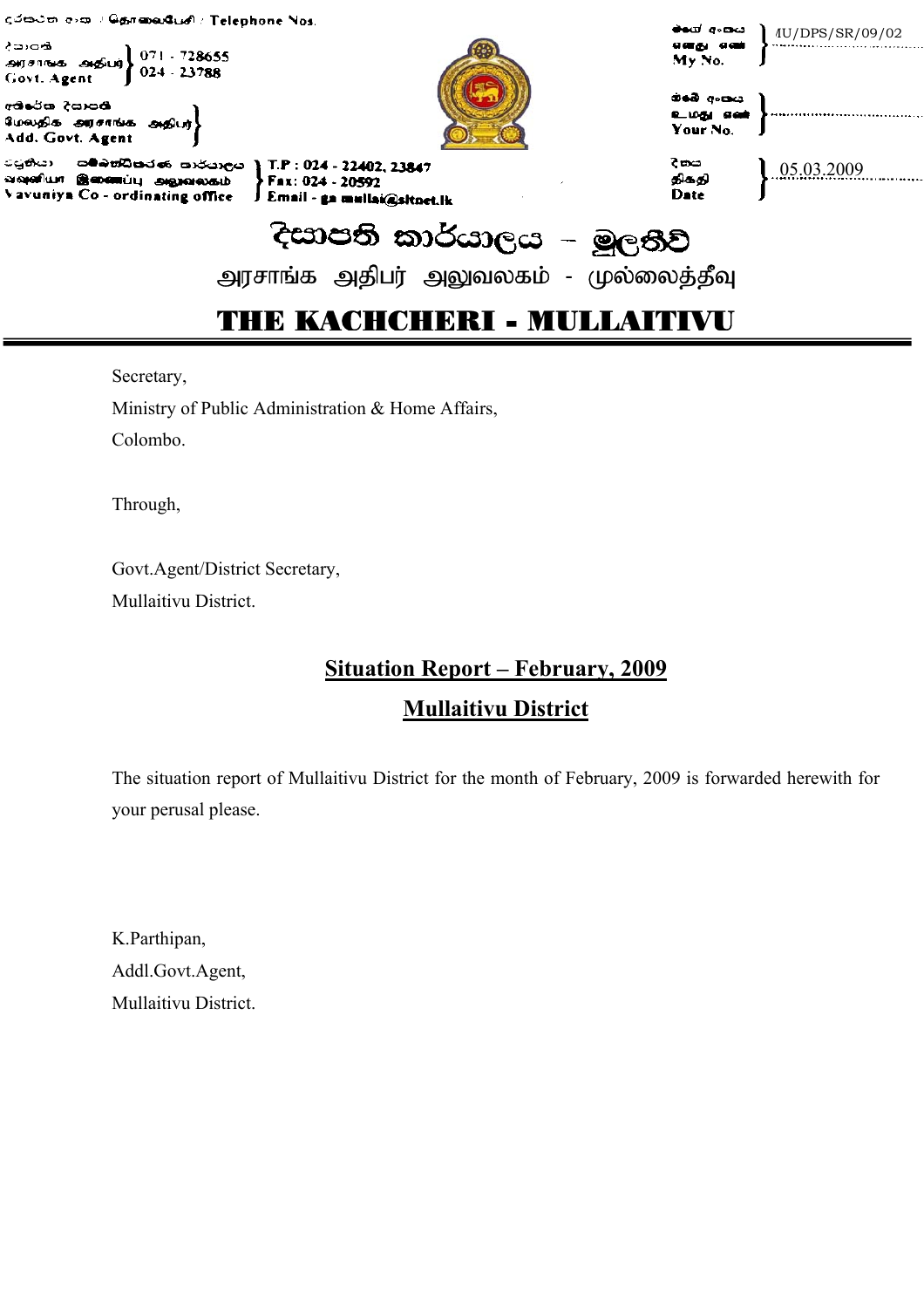දුරකථන අංක / தொலைபேசி / Telephone Nos.

| | | | |
|---|---|---|---|
| දිසාපති / அரசாங்க அதிபர் / Govt. Agent | 071 - 728655 / 024 - 23788 | මගේ අංකය / எனது எண் / My No. | MU/DPS/SR/09/02 |
| අතිරේක දිසාපති / மேலதிக அரசாங்க அதிபர் / Add. Govt. Agent | | ඔබේ අංකය / உமது எண் / Your No. | |
| වවුනියා සම්බන්ධීකරණ කාර්යාලය / வவுனியா இணைப்பு அலுவலகம் / Vavuniya Co - ordinating office | T.P : 024 - 22402, 23847 / Fax: 024 - 20592 / Email - ga mullai@sltnet.lk | දිනය / திகதி / Date | 05.03.2009 |

# දිසාපති කාර්යාලය – මුලතිව්

## அரசாங்க அதிபர் அலுவலகம் - முல்லைத்தீவு

## THE KACHCHERI - MULLAITIVU

---

Secretary,
Ministry of Public Administration & Home Affairs,
Colombo.

Through,

Govt.Agent/District Secretary,
Mullaitivu District.

## Situation Report – February, 2009

## Mullaitivu District

The situation report of Mullaitivu District for the month of February, 2009 is forwarded herewith for your perusal please.

K.Parthipan,
Addl.Govt.Agent,
Mullaitivu District.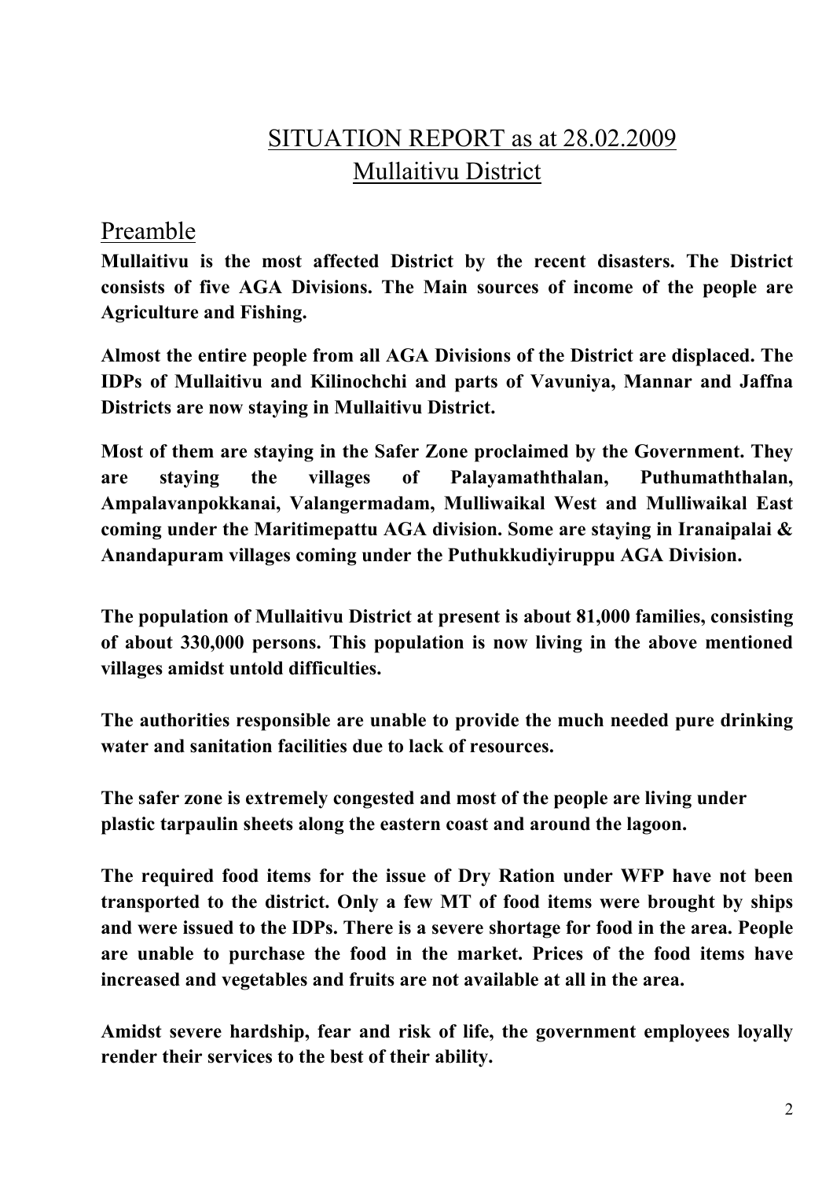# SITUATION REPORT as at 28.02.2009
## Mullaitivu District

## Preamble

**Mullaitivu is the most affected District by the recent disasters. The District consists of five AGA Divisions. The Main sources of income of the people are Agriculture and Fishing.**

**Almost the entire people from all AGA Divisions of the District are displaced. The IDPs of Mullaitivu and Kilinochchi and parts of Vavuniya, Mannar and Jaffna Districts are now staying in Mullaitivu District.**

**Most of them are staying in the Safer Zone proclaimed by the Government. They are staying the villages of Palayamaththalan, Puthumaththalan, Ampalavanpokkanai, Valangermadam, Mulliwaikal West and Mulliwaikal East coming under the Maritimepattu AGA division. Some are staying in Iranaipalai & Anandapuram villages coming under the Puthukkudiyiruppu AGA Division.**

**The population of Mullaitivu District at present is about 81,000 families, consisting of about 330,000 persons. This population is now living in the above mentioned villages amidst untold difficulties.**

**The authorities responsible are unable to provide the much needed pure drinking water and sanitation facilities due to lack of resources.**

**The safer zone is extremely congested and most of the people are living under plastic tarpaulin sheets along the eastern coast and around the lagoon.**

**The required food items for the issue of Dry Ration under WFP have not been transported to the district. Only a few MT of food items were brought by ships and were issued to the IDPs. There is a severe shortage for food in the area. People are unable to purchase the food in the market. Prices of the food items have increased and vegetables and fruits are not available at all in the area.**

**Amidst severe hardship, fear and risk of life, the government employees loyally render their services to the best of their ability.**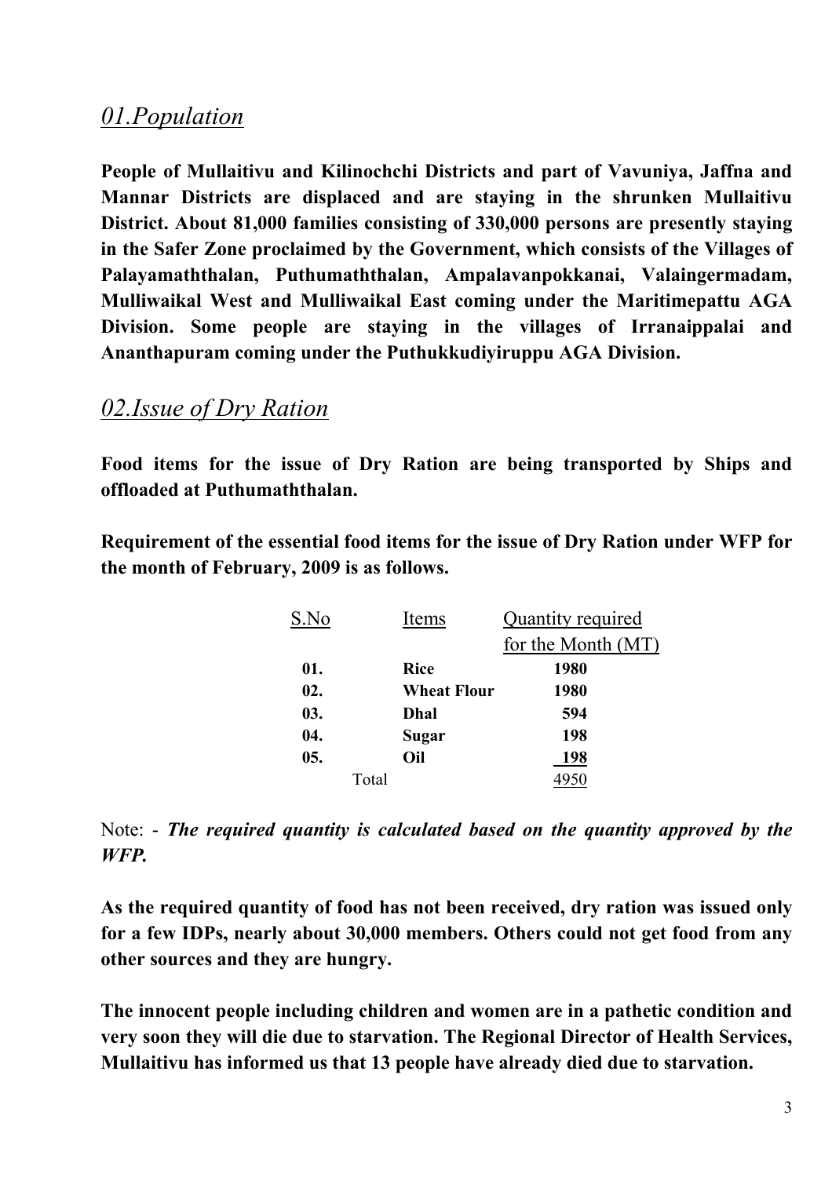## *01.Population*

**People of Mullaitivu and Kilinochchi Districts and part of Vavuniya, Jaffna and Mannar Districts are displaced and are staying in the shrunken Mullaitivu District. About 81,000 families consisting of 330,000 persons are presently staying in the Safer Zone proclaimed by the Government, which consists of the Villages of Palayamaththalan, Puthumaththalan, Ampalavanpokkanai, Valaingermadam, Mulliwaikal West and Mulliwaikal East coming under the Maritimepattu AGA Division. Some people are staying in the villages of Irranaippalai and Ananthapuram coming under the Puthukkudiyiruppu AGA Division.**

## *02.Issue of Dry Ration*

**Food items for the issue of Dry Ration are being transported by Ships and offloaded at Puthumaththalan.**

**Requirement of the essential food items for the issue of Dry Ration under WFP for the month of February, 2009 is as follows.**

| S.No | Items | Quantity required for the Month (MT) |
|---|---|---|
| **01.** | **Rice** | **1980** |
| **02.** | **Wheat Flour** | **1980** |
| **03.** | **Dhal** | **594** |
| **04.** | **Sugar** | **198** |
| **05.** | **Oil** | **198** |
| Total | | 4950 |

Note: - ***The required quantity is calculated based on the quantity approved by the WFP.***

**As the required quantity of food has not been received, dry ration was issued only for a few IDPs, nearly about 30,000 members. Others could not get food from any other sources and they are hungry.**

**The innocent people including children and women are in a pathetic condition and very soon they will die due to starvation. The Regional Director of Health Services, Mullaitivu has informed us that 13 people have already died due to starvation.**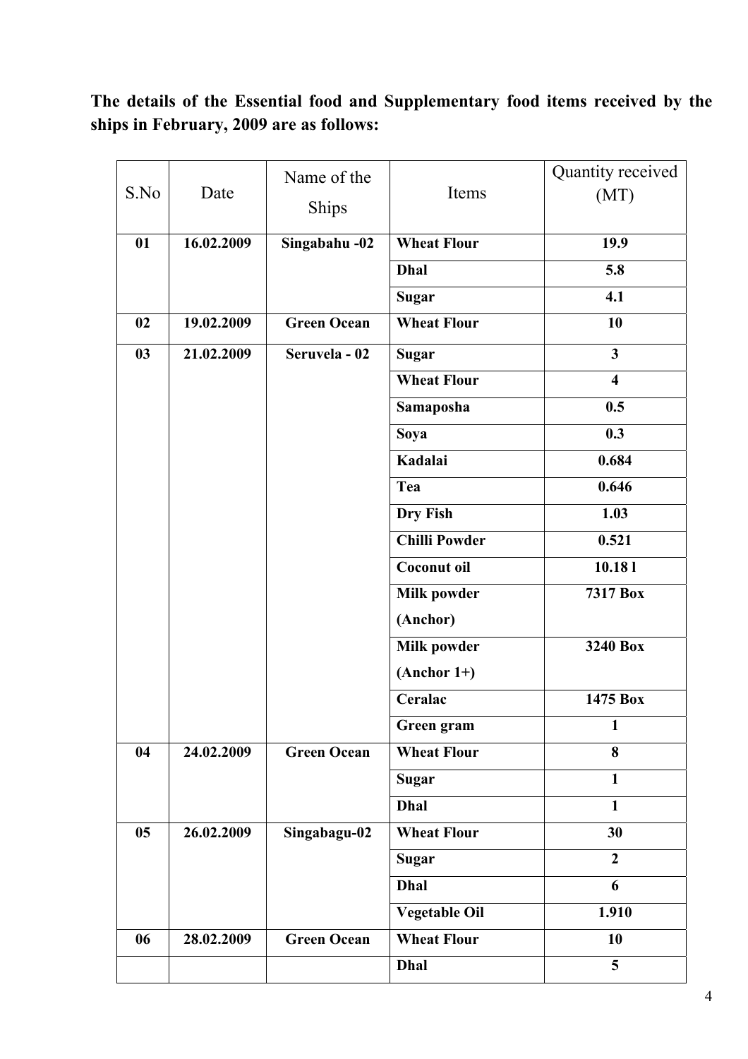**The details of the Essential food and Supplementary food items received by the ships in February, 2009 are as follows:**

| S.No | Date | Name of the Ships | Items | Quantity received (MT) |
|---|---|---|---|---|
| **01** | **16.02.2009** | **Singabahu -02** | **Wheat Flour** | **19.9** |
| | | | **Dhal** | **5.8** |
| | | | **Sugar** | **4.1** |
| **02** | **19.02.2009** | **Green Ocean** | **Wheat Flour** | **10** |
| **03** | **21.02.2009** | **Seruvela - 02** | **Sugar** | **3** |
| | | | **Wheat Flour** | **4** |
| | | | **Samaposha** | **0.5** |
| | | | **Soya** | **0.3** |
| | | | **Kadalai** | **0.684** |
| | | | **Tea** | **0.646** |
| | | | **Dry Fish** | **1.03** |
| | | | **Chilli Powder** | **0.521** |
| | | | **Coconut oil** | **10.18 l** |
| | | | **Milk powder (Anchor)** | **7317 Box** |
| | | | **Milk powder (Anchor 1+)** | **3240 Box** |
| | | | **Ceralac** | **1475 Box** |
| | | | **Green gram** | **1** |
| **04** | **24.02.2009** | **Green Ocean** | **Wheat Flour** | **8** |
| | | | **Sugar** | **1** |
| | | | **Dhal** | **1** |
| **05** | **26.02.2009** | **Singabagu-02** | **Wheat Flour** | **30** |
| | | | **Sugar** | **2** |
| | | | **Dhal** | **6** |
| | | | **Vegetable Oil** | **1.910** |
| **06** | **28.02.2009** | **Green Ocean** | **Wheat Flour** | **10** |
| | | | **Dhal** | **5** |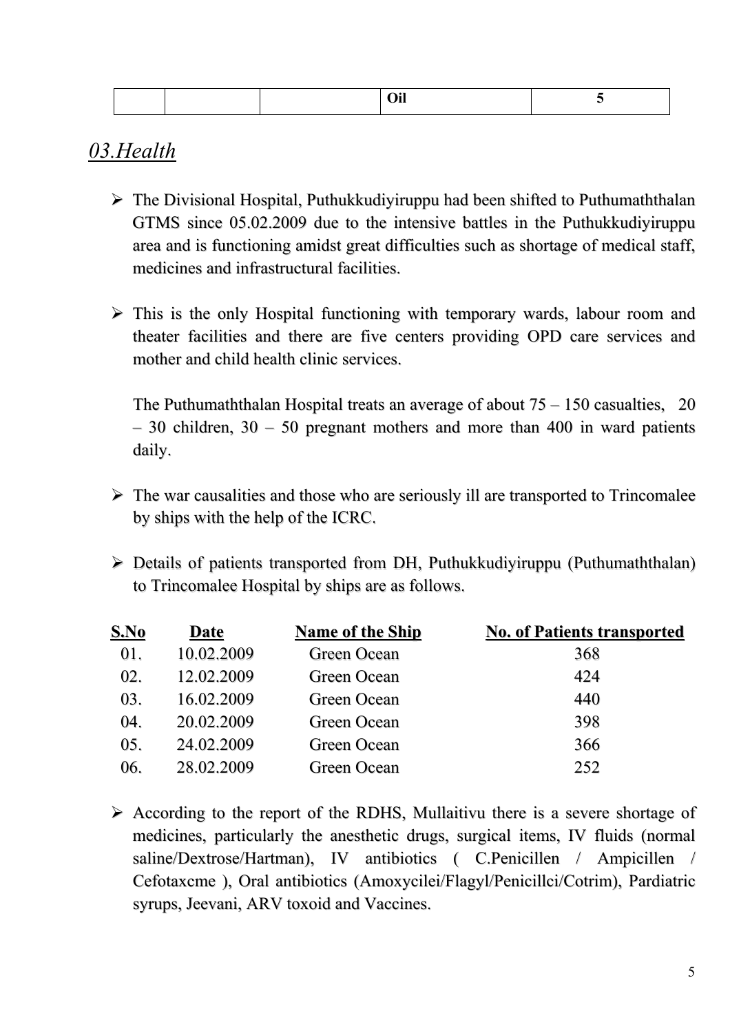| | | | Oil | 5 |
|---|---|---|---|---|

## *03.Health*

- The Divisional Hospital, Puthukkudiyiruppu had been shifted to Puthumaththalan GTMS since 05.02.2009 due to the intensive battles in the Puthukkudiyiruppu area and is functioning amidst great difficulties such as shortage of medical staff, medicines and infrastructural facilities.

- This is the only Hospital functioning with temporary wards, labour room and theater facilities and there are five centers providing OPD care services and mother and child health clinic services.

  The Puthumaththalan Hospital treats an average of about 75 – 150 casualties, 20 – 30 children, 30 – 50 pregnant mothers and more than 400 in ward patients daily.

- The war causalities and those who are seriously ill are transported to Trincomalee by ships with the help of the ICRC.

- Details of patients transported from DH, Puthukkudiyiruppu (Puthumaththalan) to Trincomalee Hospital by ships are as follows.

| S.No | Date | Name of the Ship | No. of Patients transported |
|---|---|---|---|
| 01. | 10.02.2009 | Green Ocean | 368 |
| 02. | 12.02.2009 | Green Ocean | 424 |
| 03. | 16.02.2009 | Green Ocean | 440 |
| 04. | 20.02.2009 | Green Ocean | 398 |
| 05. | 24.02.2009 | Green Ocean | 366 |
| 06. | 28.02.2009 | Green Ocean | 252 |

- According to the report of the RDHS, Mullaitivu there is a severe shortage of medicines, particularly the anesthetic drugs, surgical items, IV fluids (normal saline/Dextrose/Hartman), IV antibiotics ( C.Penicillen / Ampicillen / Cefotaxcme ), Oral antibiotics (Amoxycilei/Flagyl/Penicillci/Cotrim), Pardiatric syrups, Jeevani, ARV toxoid and Vaccines.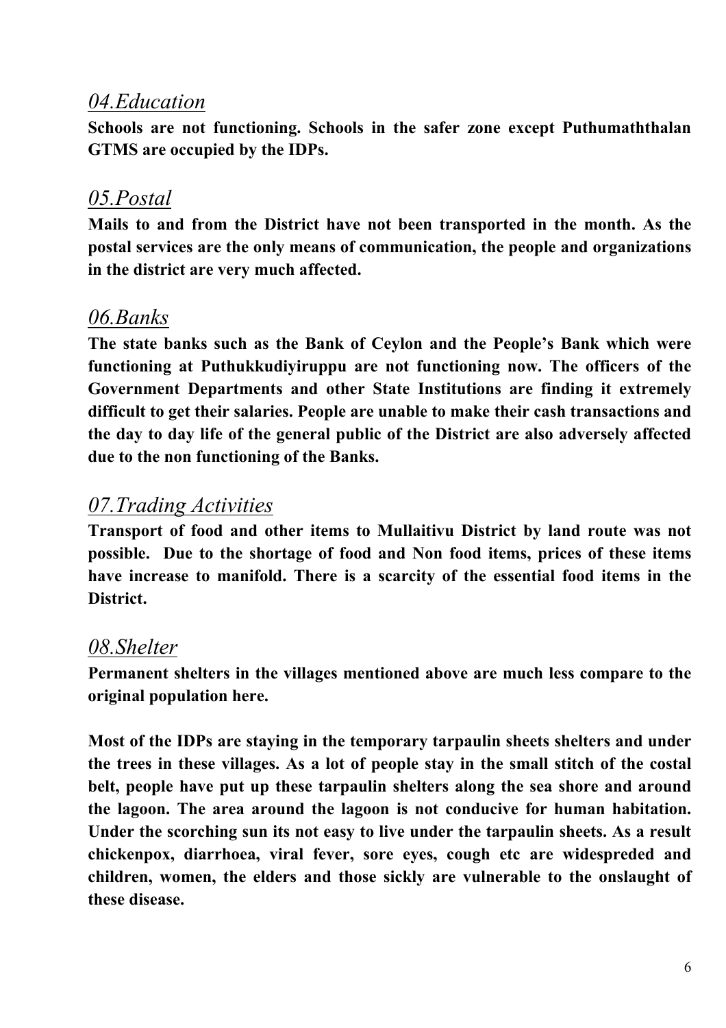## *04.Education*

**Schools are not functioning. Schools in the safer zone except Puthumaththalan GTMS are occupied by the IDPs.**

## *05.Postal*

**Mails to and from the District have not been transported in the month. As the postal services are the only means of communication, the people and organizations in the district are very much affected.**

## *06.Banks*

**The state banks such as the Bank of Ceylon and the People's Bank which were functioning at Puthukkudiyiruppu are not functioning now. The officers of the Government Departments and other State Institutions are finding it extremely difficult to get their salaries. People are unable to make their cash transactions and the day to day life of the general public of the District are also adversely affected due to the non functioning of the Banks.**

## *07.Trading Activities*

**Transport of food and other items to Mullaitivu District by land route was not possible. Due to the shortage of food and Non food items, prices of these items have increase to manifold. There is a scarcity of the essential food items in the District.**

## *08.Shelter*

**Permanent shelters in the villages mentioned above are much less compare to the original population here.**

**Most of the IDPs are staying in the temporary tarpaulin sheets shelters and under the trees in these villages. As a lot of people stay in the small stitch of the costal belt, people have put up these tarpaulin shelters along the sea shore and around the lagoon. The area around the lagoon is not conducive for human habitation. Under the scorching sun its not easy to live under the tarpaulin sheets. As a result chickenpox, diarrhoea, viral fever, sore eyes, cough etc are widespreded and children, women, the elders and those sickly are vulnerable to the onslaught of these disease.**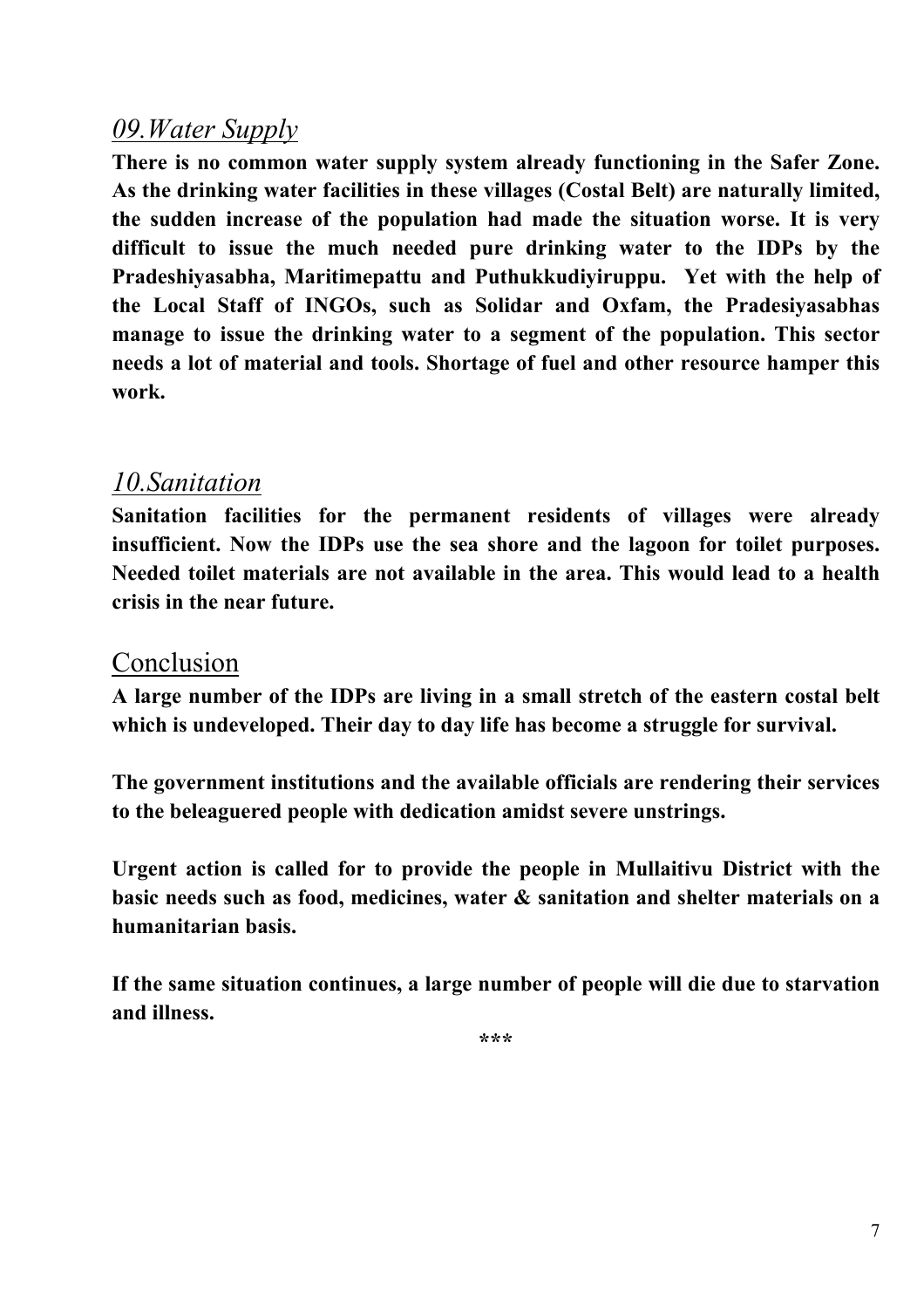## *09.Water Supply*

**There is no common water supply system already functioning in the Safer Zone. As the drinking water facilities in these villages (Costal Belt) are naturally limited, the sudden increase of the population had made the situation worse. It is very difficult to issue the much needed pure drinking water to the IDPs by the Pradeshiyasabha, Maritimepattu and Puthukkudiyiruppu. Yet with the help of the Local Staff of INGOs, such as Solidar and Oxfam, the Pradesiyasabhas manage to issue the drinking water to a segment of the population. This sector needs a lot of material and tools. Shortage of fuel and other resource hamper this work.**

## *10.Sanitation*

**Sanitation facilities for the permanent residents of villages were already insufficient. Now the IDPs use the sea shore and the lagoon for toilet purposes. Needed toilet materials are not available in the area. This would lead to a health crisis in the near future.**

## Conclusion

**A large number of the IDPs are living in a small stretch of the eastern costal belt which is undeveloped. Their day to day life has become a struggle for survival.**

**The government institutions and the available officials are rendering their services to the beleaguered people with dedication amidst severe unstrings.**

**Urgent action is called for to provide the people in Mullaitivu District with the basic needs such as food, medicines, water & sanitation and shelter materials on a humanitarian basis.**

**If the same situation continues, a large number of people will die due to starvation and illness.**

***